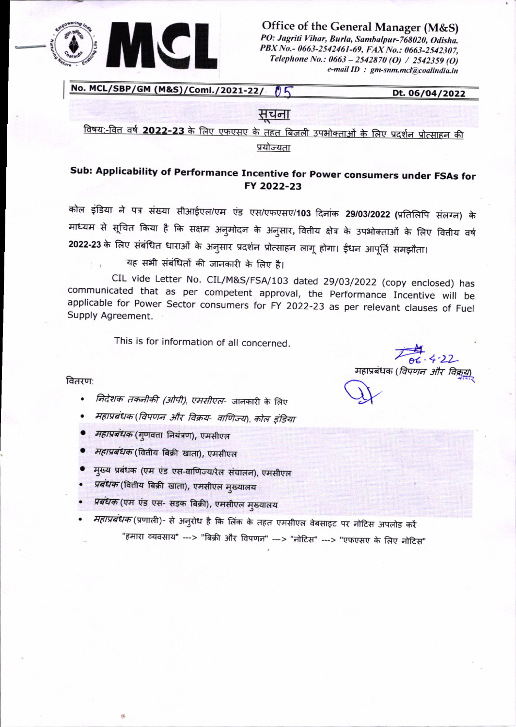Office of the General Manager (M&S)
*PO: Jagriti Vihar, Burla, Sambalpur-768020, Odisha.*
*PBX No.- 0663-2542461-69, FAX No.: 0663-2542307,*
*Telephone No.: 0663 – 2542870 (O) / 2542359 (O)*
*e-mail ID : gm-snm.mcl@coalindia.in*

**No. MCL/SBP/GM (M&S)/Coml./2021-22/ 05** **Dt. 06/04/2022**

# सूचना

विषय:-वित्त वर्ष **2022-23** के लिए एफएसए के तहत बिजली उपभोक्ताओं के लिए प्रदर्शन प्रोत्साहन की प्रयोज्यता

**Sub: Applicability of Performance Incentive for Power consumers under FSAs for FY 2022-23**

कोल इंडिया ने पत्र संख्या सीआईएल/एम एंड एस/एफएसए/**103** दिनांक **29/03/2022** (प्रतिलिपि संलग्न) के माध्यम से सूचित किया है कि सक्षम अनुमोदन के अनुसार, वित्तीय क्षेत्र के उपभोक्ताओं के लिए वित्तीय वर्ष **2022-23** के लिए संबंधित धाराओं के अनुसार प्रदर्शन प्रोत्साहन लागू होगा। ईंधन आपूर्ति समझौता।

यह सभी संबंधितों की जानकारी के लिए है।

CIL vide Letter No. CIL/M&S/FSA/103 dated 29/03/2022 (copy enclosed) has communicated that as per competent approval, the Performance Incentive will be applicable for Power Sector consumers for FY 2022-23 as per relevant clauses of Fuel Supply Agreement.

This is for information of all concerned.

06.4.22
महाप्रबंधक (विपणन और विक्रय)

वितरण:

- निदेशक तकनीकी (ओपी), एमसीएल- जानकारी के लिए
- महाप्रबंधक (विपणन और विक्रय- वाणिज्य), कोल इंडिया
- महाप्रबंधक (गुणवत्ता नियंत्रण), एमसीएल
- महाप्रबंधक (वित्तीय बिक्री खाता), एमसीएल
- मुख्य प्रबंधक (एम एंड एस-वाणिज्य/रेल संचालन), एमसीएल
- प्रबंधक (वित्तीय बिक्री खाता), एमसीएल मुख्यालय
- प्रबंधक (एम एंड एस- सड़क बिक्री), एमसीएल मुख्यालय
- महाप्रबंधक (प्रणाली)- से अनुरोध है कि लिंक के तहत एमसीएल वेबसाइट पर नोटिस अपलोड करें "हमारा व्यवसाय" ---> "बिक्री और विपणन" ---> "नोटिस" ---> "एफएसए के लिए नोटिस"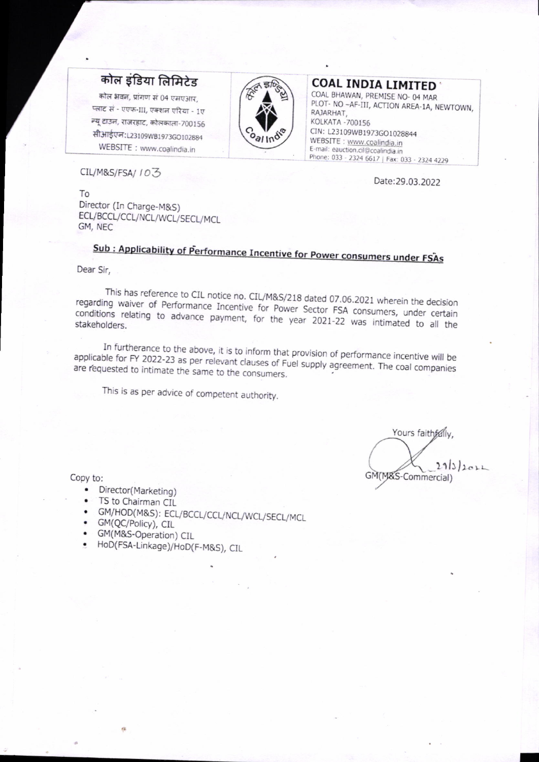कोल इंडिया लिमिटेड
कोल भवन, प्रांगण सं 04 एमएआर,
प्लाट सं - एएफ-III, एक्शन एरिया - 1ए
न्यू टाउन, राजरहाट, कोलकाता-700156
सीआईएन:L23109WB1973GO102884
WEBSITE : www.coalindia.in

**COAL INDIA LIMITED**
COAL BHAWAN, PREMISE NO- 04 MAR
PLOT- NO –AF-III, ACTION AREA-1A, NEWTOWN,
RAJARHAT,
KOLKATA -700156
CIN: L23109WB1973GO1028844
WEBSITE : www.coalindia.in
E-mail: eauction.cil@coalindia.in
Phone: 033 - 2324 6617 | Fax: 033 - 2324 4229

CIL/M&S/FSA/ 103

Date:29.03.2022

To
Director (In Charge-M&S)
ECL/BCCL/CCL/NCL/WCL/SECL/MCL
GM, NEC

**Sub : Applicability of Performance Incentive for Power consumers under FSAs**

Dear Sir,

This has reference to CIL notice no. CIL/M&S/218 dated 07.06.2021 wherein the decision regarding waiver of Performance Incentive for Power Sector FSA consumers, under certain conditions relating to advance payment, for the year 2021-22 was intimated to all the stakeholders.

In furtherance to the above, it is to inform that provision of performance incentive will be applicable for FY 2022-23 as per relevant clauses of Fuel supply agreement. The coal companies are requested to intimate the same to the consumers.

This is as per advice of competent authority.

Yours faithfully,

29/3/2022

GM(M&S-Commercial)

Copy to:

- Director(Marketing)
- TS to Chairman CIL
- GM/HOD(M&S): ECL/BCCL/CCL/NCL/WCL/SECL/MCL
- GM(QC/Policy), CIL
- GM(M&S-Operation) CIL
- HoD(FSA-Linkage)/HoD(F-M&S), CIL